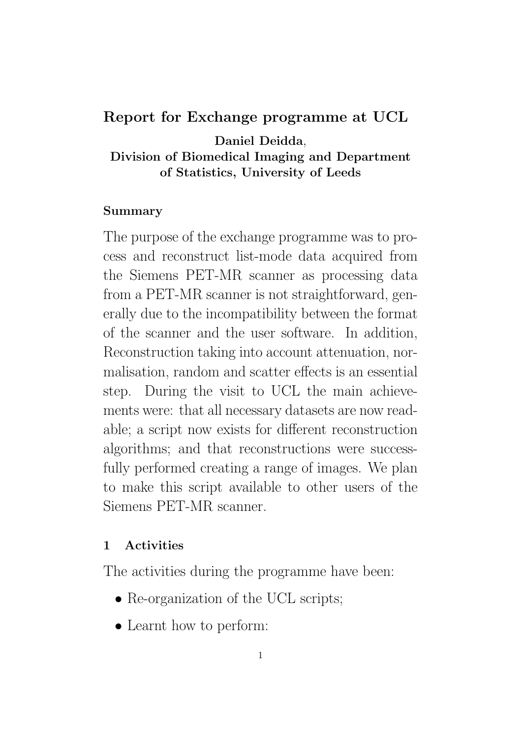# Report for Exchange programme at UCL

**Daniel Deidda**,
**Division of Biomedical Imaging and Department of Statistics, University of Leeds**

### Summary

The purpose of the exchange programme was to process and reconstruct list-mode data acquired from the Siemens PET-MR scanner as processing data from a PET-MR scanner is not straightforward, generally due to the incompatibility between the format of the scanner and the user software. In addition, Reconstruction taking into account attenuation, normalisation, random and scatter effects is an essential step. During the visit to UCL the main achievements were: that all necessary datasets are now readable; a script now exists for different reconstruction algorithms; and that reconstructions were successfully performed creating a range of images. We plan to make this script available to other users of the Siemens PET-MR scanner.

## 1 Activities

The activities during the programme have been:

- Re-organization of the UCL scripts;
- Learnt how to perform: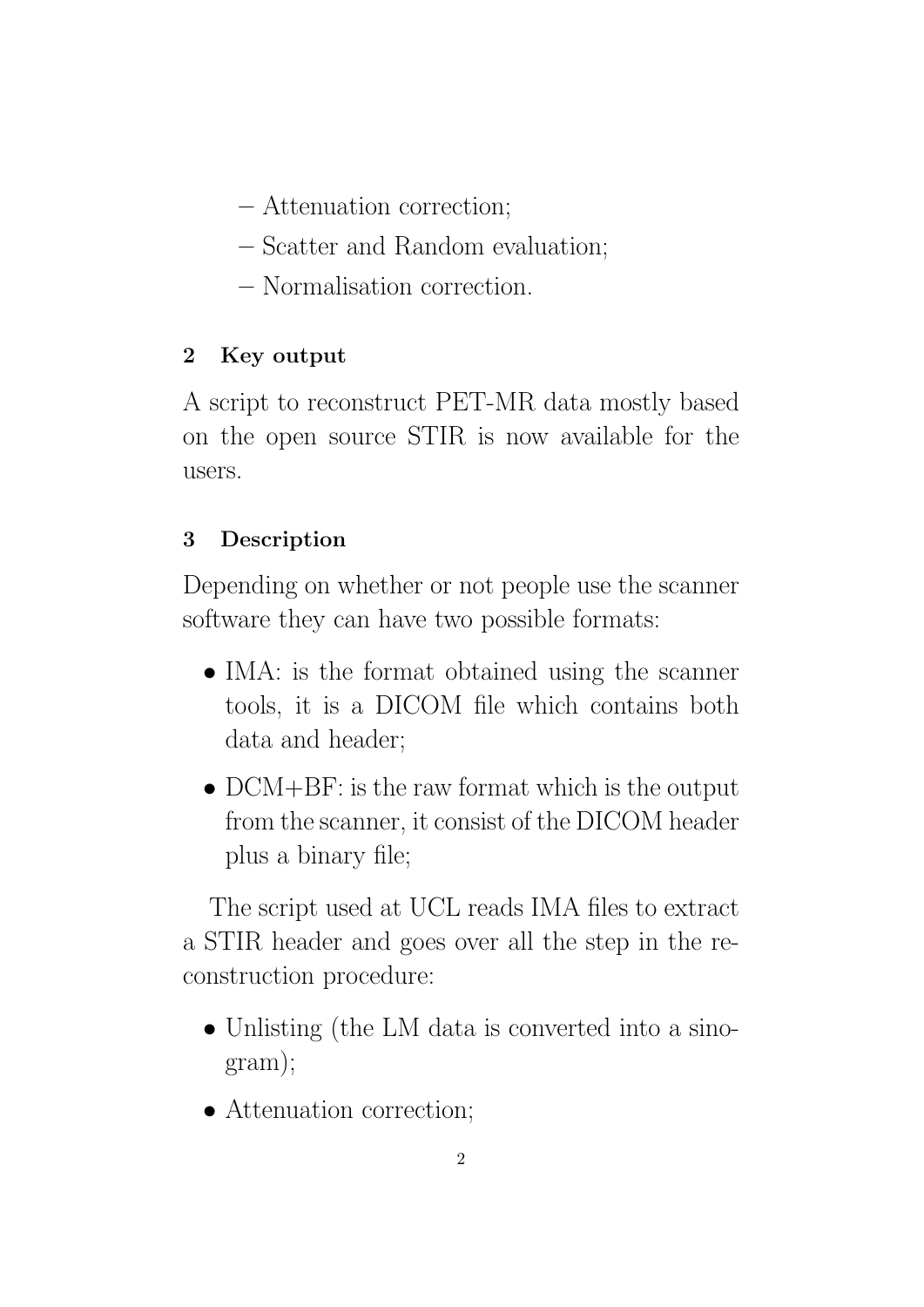- Attenuation correction;
  - Scatter and Random evaluation;
  - Normalisation correction.

## 2 Key output

A script to reconstruct PET-MR data mostly based on the open source STIR is now available for the users.

## 3 Description

Depending on whether or not people use the scanner software they can have two possible formats:

- IMA: is the format obtained using the scanner tools, it is a DICOM file which contains both data and header;
- DCM+BF: is the raw format which is the output from the scanner, it consist of the DICOM header plus a binary file;

The script used at UCL reads IMA files to extract a STIR header and goes over all the step in the reconstruction procedure:

- Unlisting (the LM data is converted into a sinogram);
- Attenuation correction;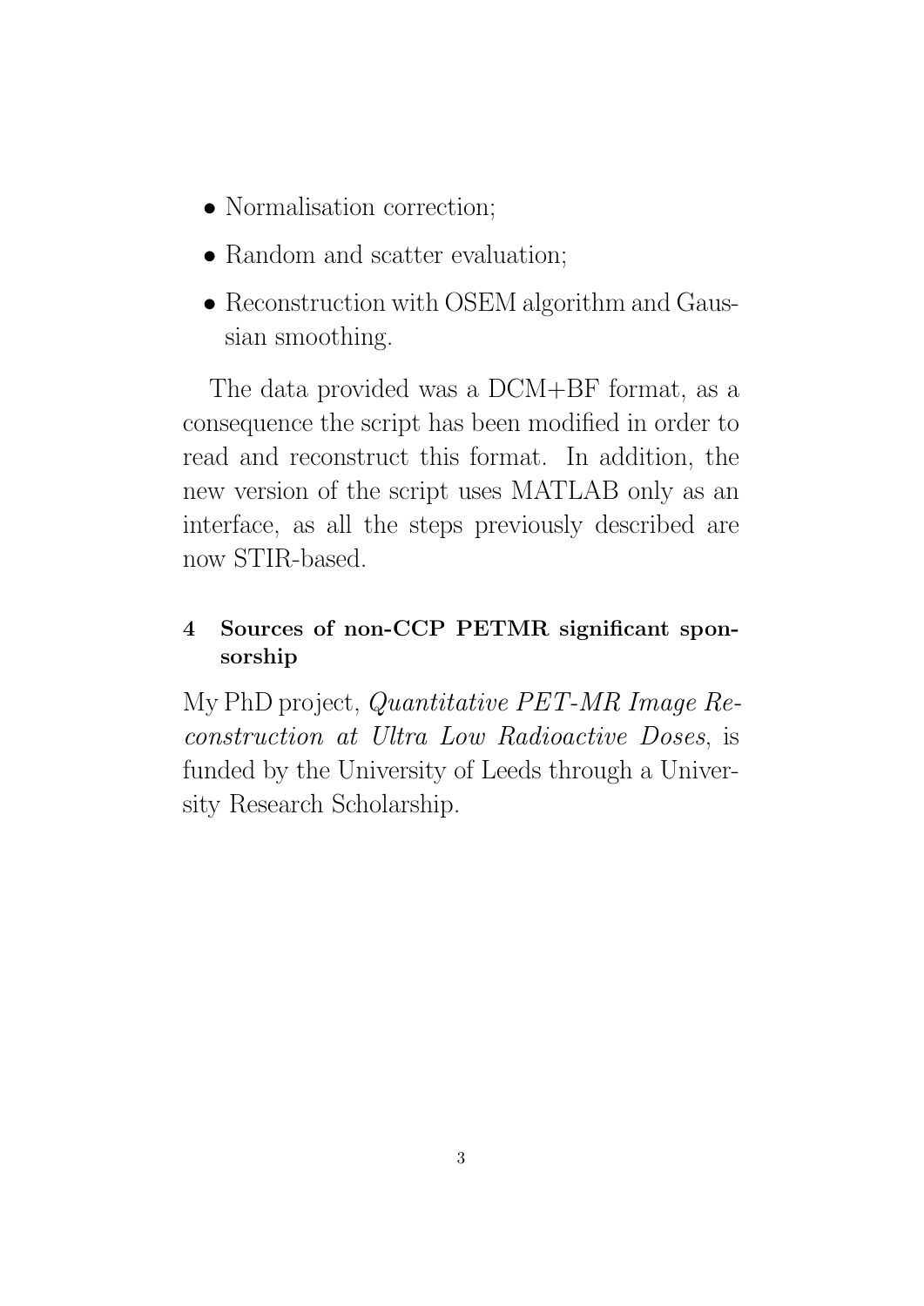- Normalisation correction;
- Random and scatter evaluation;
- Reconstruction with OSEM algorithm and Gaussian smoothing.

The data provided was a DCM+BF format, as a consequence the script has been modified in order to read and reconstruct this format. In addition, the new version of the script uses MATLAB only as an interface, as all the steps previously described are now STIR-based.

## 4 Sources of non-CCP PETMR significant sponsorship

My PhD project, *Quantitative PET-MR Image Reconstruction at Ultra Low Radioactive Doses*, is funded by the University of Leeds through a University Research Scholarship.